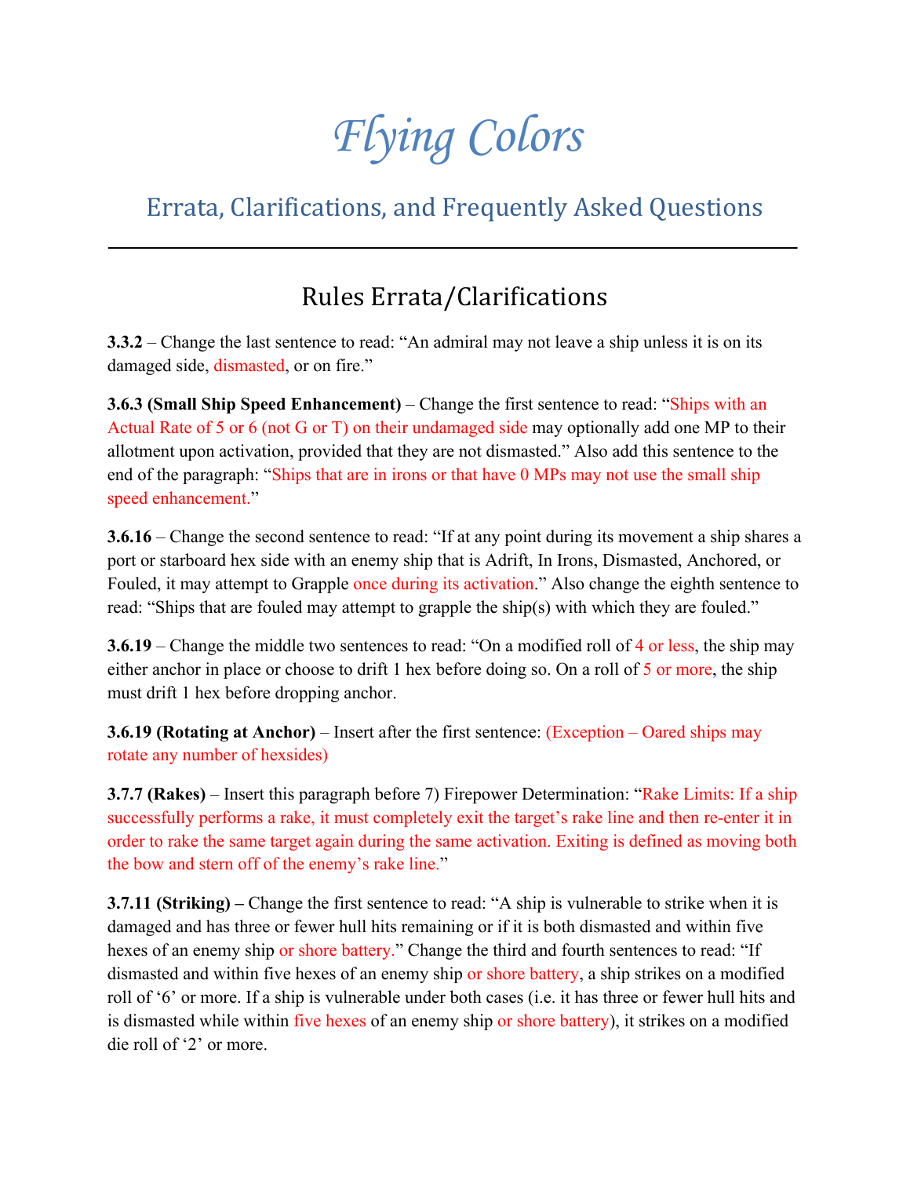# *Flying Colors*

## Errata, Clarifications, and Frequently Asked Questions

---

## Rules Errata/Clarifications

**3.3.2** – Change the last sentence to read: "An admiral may not leave a ship unless it is on its damaged side, dismasted, or on fire."

**3.6.3 (Small Ship Speed Enhancement)** – Change the first sentence to read: "Ships with an Actual Rate of 5 or 6 (not G or T) on their undamaged side may optionally add one MP to their allotment upon activation, provided that they are not dismasted." Also add this sentence to the end of the paragraph: "Ships that are in irons or that have 0 MPs may not use the small ship speed enhancement."

**3.6.16** – Change the second sentence to read: "If at any point during its movement a ship shares a port or starboard hex side with an enemy ship that is Adrift, In Irons, Dismasted, Anchored, or Fouled, it may attempt to Grapple once during its activation." Also change the eighth sentence to read: "Ships that are fouled may attempt to grapple the ship(s) with which they are fouled."

**3.6.19** – Change the middle two sentences to read: "On a modified roll of 4 or less, the ship may either anchor in place or choose to drift 1 hex before doing so. On a roll of 5 or more, the ship must drift 1 hex before dropping anchor.

**3.6.19 (Rotating at Anchor)** – Insert after the first sentence: (Exception – Oared ships may rotate any number of hexsides)

**3.7.7 (Rakes)** – Insert this paragraph before 7) Firepower Determination: "Rake Limits: If a ship successfully performs a rake, it must completely exit the target's rake line and then re-enter it in order to rake the same target again during the same activation. Exiting is defined as moving both the bow and stern off of the enemy's rake line."

**3.7.11 (Striking) –** Change the first sentence to read: "A ship is vulnerable to strike when it is damaged and has three or fewer hull hits remaining or if it is both dismasted and within five hexes of an enemy ship or shore battery." Change the third and fourth sentences to read: "If dismasted and within five hexes of an enemy ship or shore battery, a ship strikes on a modified roll of '6' or more. If a ship is vulnerable under both cases (i.e. it has three or fewer hull hits and is dismasted while within five hexes of an enemy ship or shore battery), it strikes on a modified die roll of '2' or more.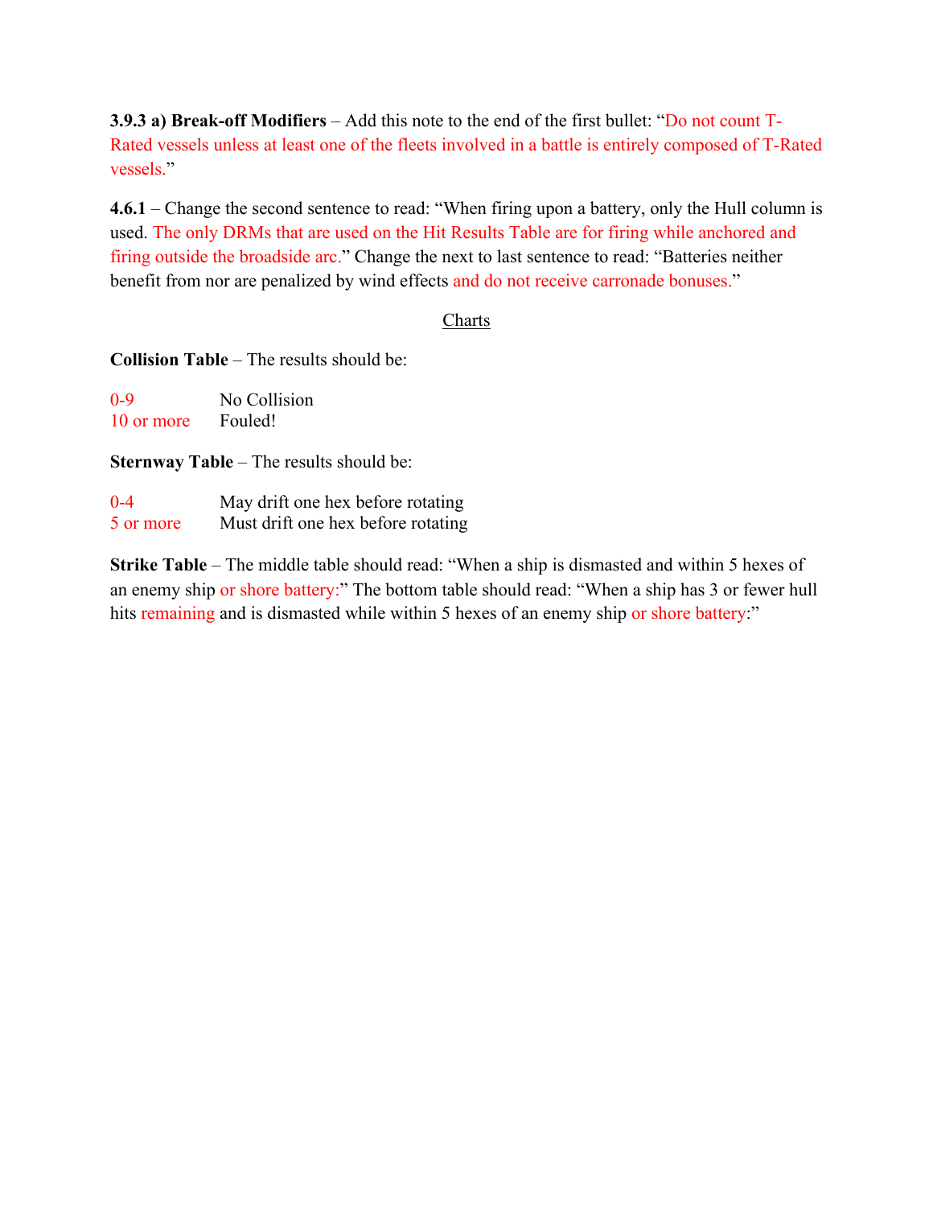**3.9.3 a) Break-off Modifiers** – Add this note to the end of the first bullet: "Do not count T-Rated vessels unless at least one of the fleets involved in a battle is entirely composed of T-Rated vessels."

**4.6.1** – Change the second sentence to read: "When firing upon a battery, only the Hull column is used. The only DRMs that are used on the Hit Results Table are for firing while anchored and firing outside the broadside arc." Change the next to last sentence to read: "Batteries neither benefit from nor are penalized by wind effects and do not receive carronade bonuses."

## Charts

**Collision Table** – The results should be:

| | |
|---|---|
| 0-9 | No Collision |
| 10 or more | Fouled! |

**Sternway Table** – The results should be:

| | |
|---|---|
| 0-4 | May drift one hex before rotating |
| 5 or more | Must drift one hex before rotating |

**Strike Table** – The middle table should read: "When a ship is dismasted and within 5 hexes of an enemy ship or shore battery:" The bottom table should read: "When a ship has 3 or fewer hull hits remaining and is dismasted while within 5 hexes of an enemy ship or shore battery:"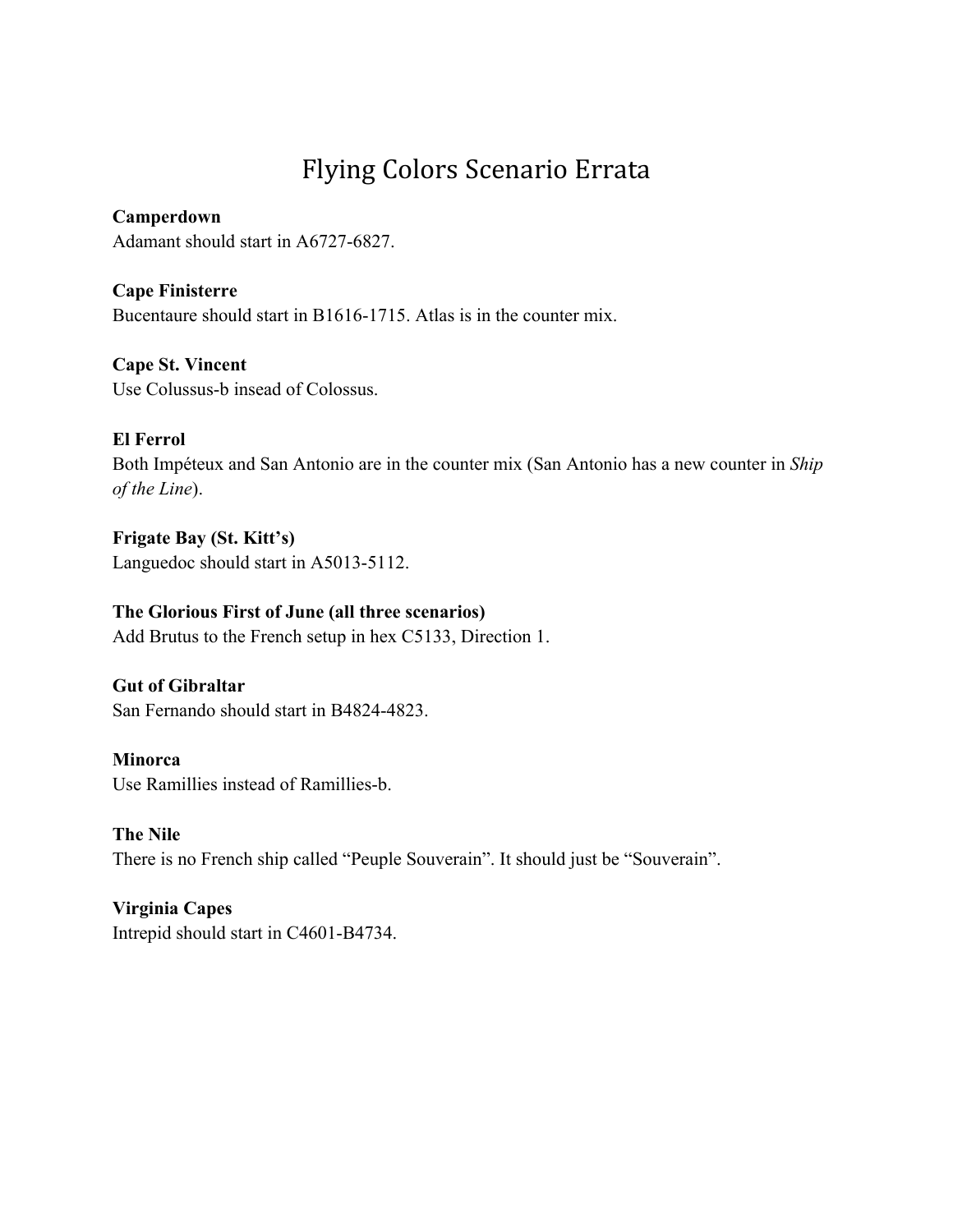# Flying Colors Scenario Errata

**Camperdown**
Adamant should start in A6727-6827.

**Cape Finisterre**
Bucentaure should start in B1616-1715. Atlas is in the counter mix.

**Cape St. Vincent**
Use Colussus-b insead of Colossus.

**El Ferrol**
Both Impéteux and San Antonio are in the counter mix (San Antonio has a new counter in *Ship of the Line*).

**Frigate Bay (St. Kitt's)**
Languedoc should start in A5013-5112.

**The Glorious First of June (all three scenarios)**
Add Brutus to the French setup in hex C5133, Direction 1.

**Gut of Gibraltar**
San Fernando should start in B4824-4823.

**Minorca**
Use Ramillies instead of Ramillies-b.

**The Nile**
There is no French ship called "Peuple Souverain". It should just be "Souverain".

**Virginia Capes**
Intrepid should start in C4601-B4734.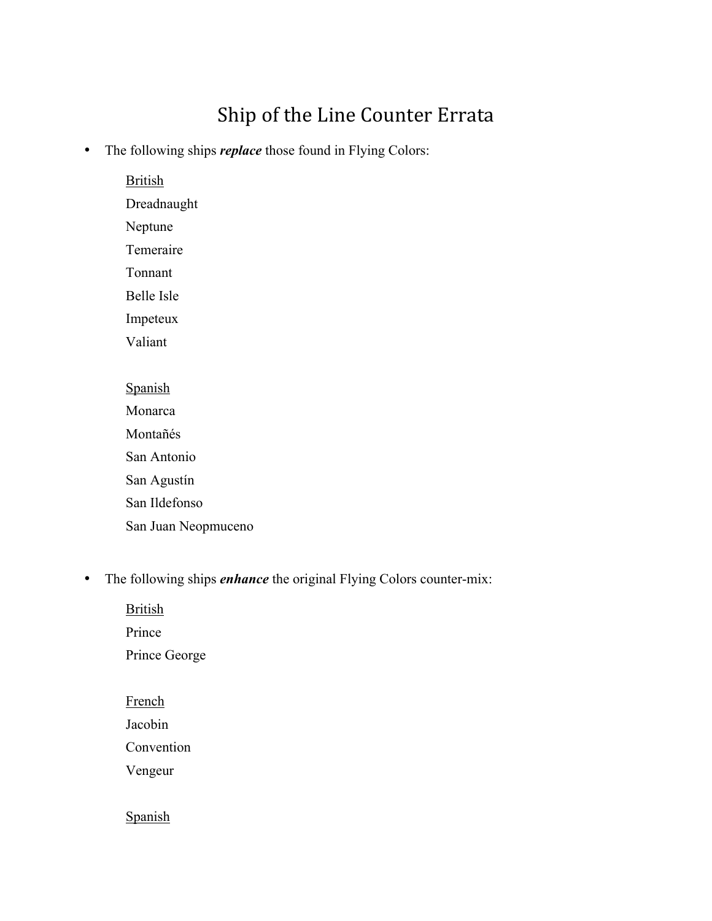# Ship of the Line Counter Errata

- The following ships ***replace*** those found in Flying Colors:

  British
  Dreadnaught
  Neptune
  Temeraire
  Tonnant
  Belle Isle
  Impeteux
  Valiant

  Spanish
  Monarca
  Montañés
  San Antonio
  San Agustín
  San Ildefonso
  San Juan Neopmuceno

- The following ships ***enhance*** the original Flying Colors counter-mix:

  British
  Prince
  Prince George

  French
  Jacobin
  Convention
  Vengeur

  Spanish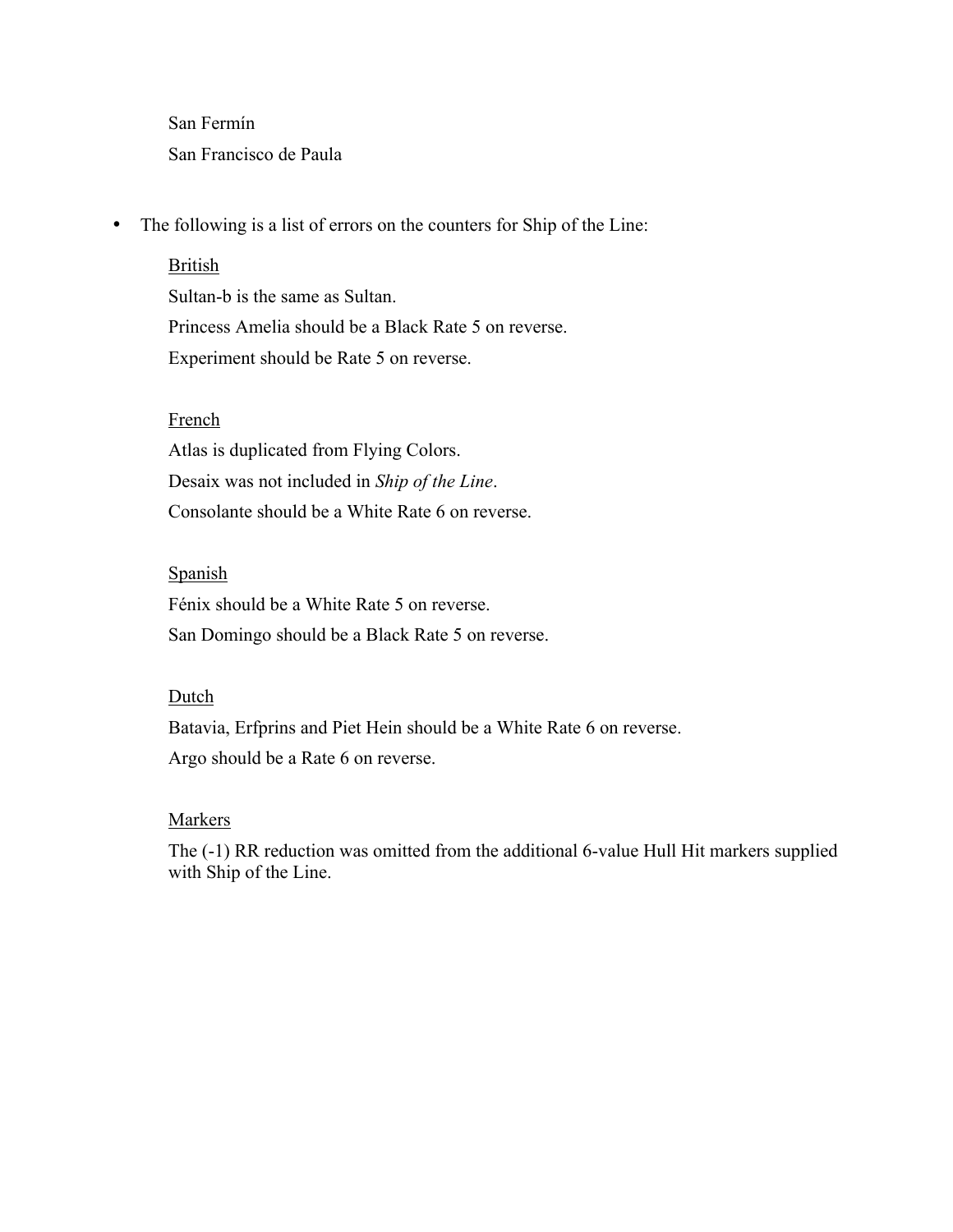San Fermín

San Francisco de Paula

- The following is a list of errors on the counters for Ship of the Line:

<u>British</u>

Sultan-b is the same as Sultan.

Princess Amelia should be a Black Rate 5 on reverse.

Experiment should be Rate 5 on reverse.

<u>French</u>

Atlas is duplicated from Flying Colors.

Desaix was not included in *Ship of the Line*.

Consolante should be a White Rate 6 on reverse.

<u>Spanish</u>

Fénix should be a White Rate 5 on reverse.

San Domingo should be a Black Rate 5 on reverse.

<u>Dutch</u>

Batavia, Erfprins and Piet Hein should be a White Rate 6 on reverse.

Argo should be a Rate 6 on reverse.

<u>Markers</u>

The (-1) RR reduction was omitted from the additional 6-value Hull Hit markers supplied with Ship of the Line.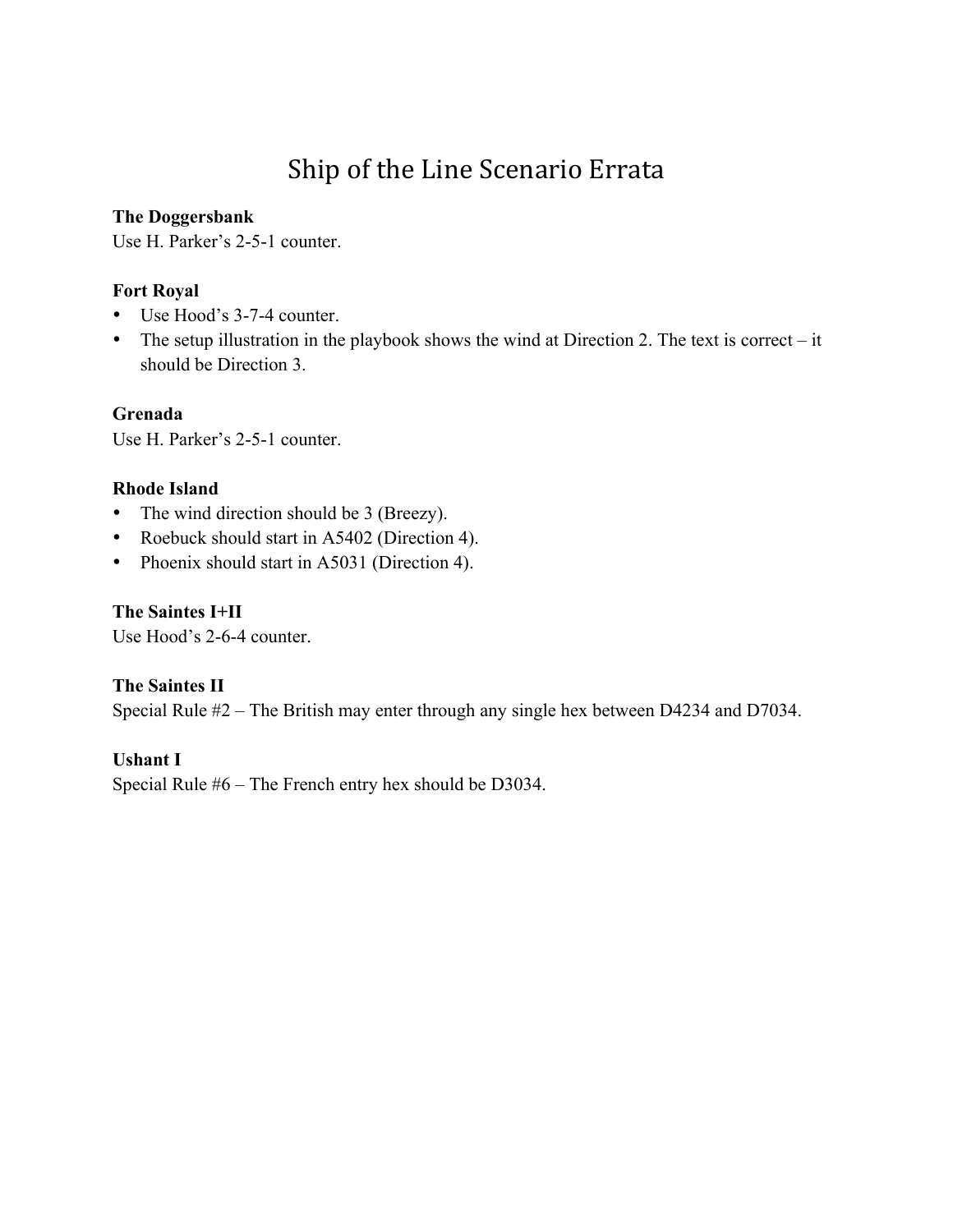# Ship of the Line Scenario Errata

**The Doggersbank**
Use H. Parker's 2-5-1 counter.

**Fort Royal**
- Use Hood's 3-7-4 counter.
- The setup illustration in the playbook shows the wind at Direction 2. The text is correct – it should be Direction 3.

**Grenada**
Use H. Parker's 2-5-1 counter.

**Rhode Island**
- The wind direction should be 3 (Breezy).
- Roebuck should start in A5402 (Direction 4).
- Phoenix should start in A5031 (Direction 4).

**The Saintes I+II**
Use Hood's 2-6-4 counter.

**The Saintes II**
Special Rule #2 – The British may enter through any single hex between D4234 and D7034.

**Ushant I**
Special Rule #6 – The French entry hex should be D3034.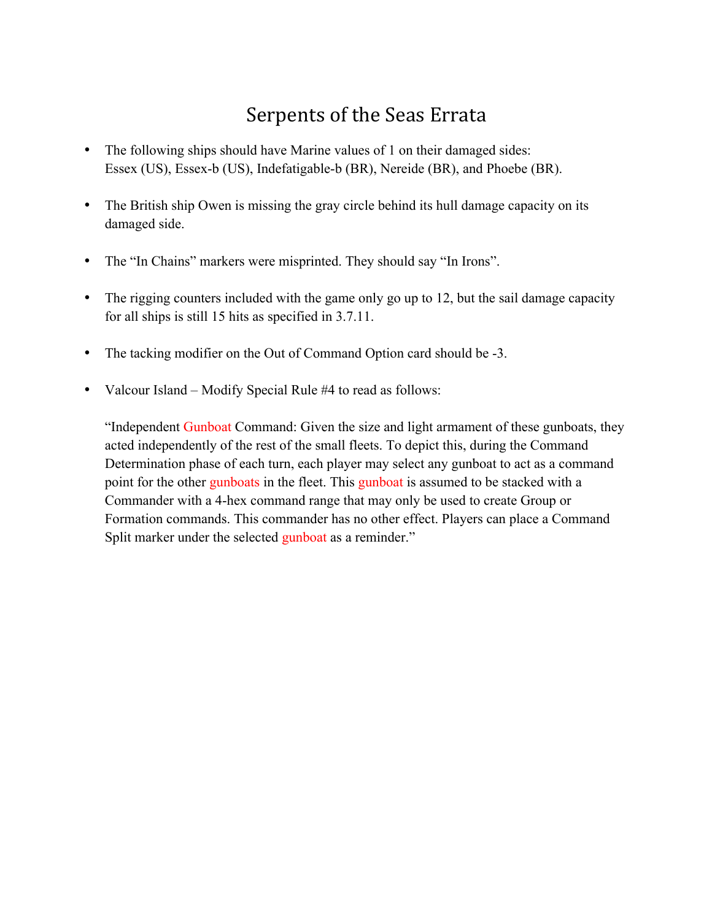# Serpents of the Seas Errata

- The following ships should have Marine values of 1 on their damaged sides: Essex (US), Essex-b (US), Indefatigable-b (BR), Nereide (BR), and Phoebe (BR).

- The British ship Owen is missing the gray circle behind its hull damage capacity on its damaged side.

- The "In Chains" markers were misprinted. They should say "In Irons".

- The rigging counters included with the game only go up to 12, but the sail damage capacity for all ships is still 15 hits as specified in 3.7.11.

- The tacking modifier on the Out of Command Option card should be -3.

- Valcour Island – Modify Special Rule #4 to read as follows:

  "Independent Gunboat Command: Given the size and light armament of these gunboats, they acted independently of the rest of the small fleets. To depict this, during the Command Determination phase of each turn, each player may select any gunboat to act as a command point for the other gunboats in the fleet. This gunboat is assumed to be stacked with a Commander with a 4-hex command range that may only be used to create Group or Formation commands. This commander has no other effect. Players can place a Command Split marker under the selected gunboat as a reminder."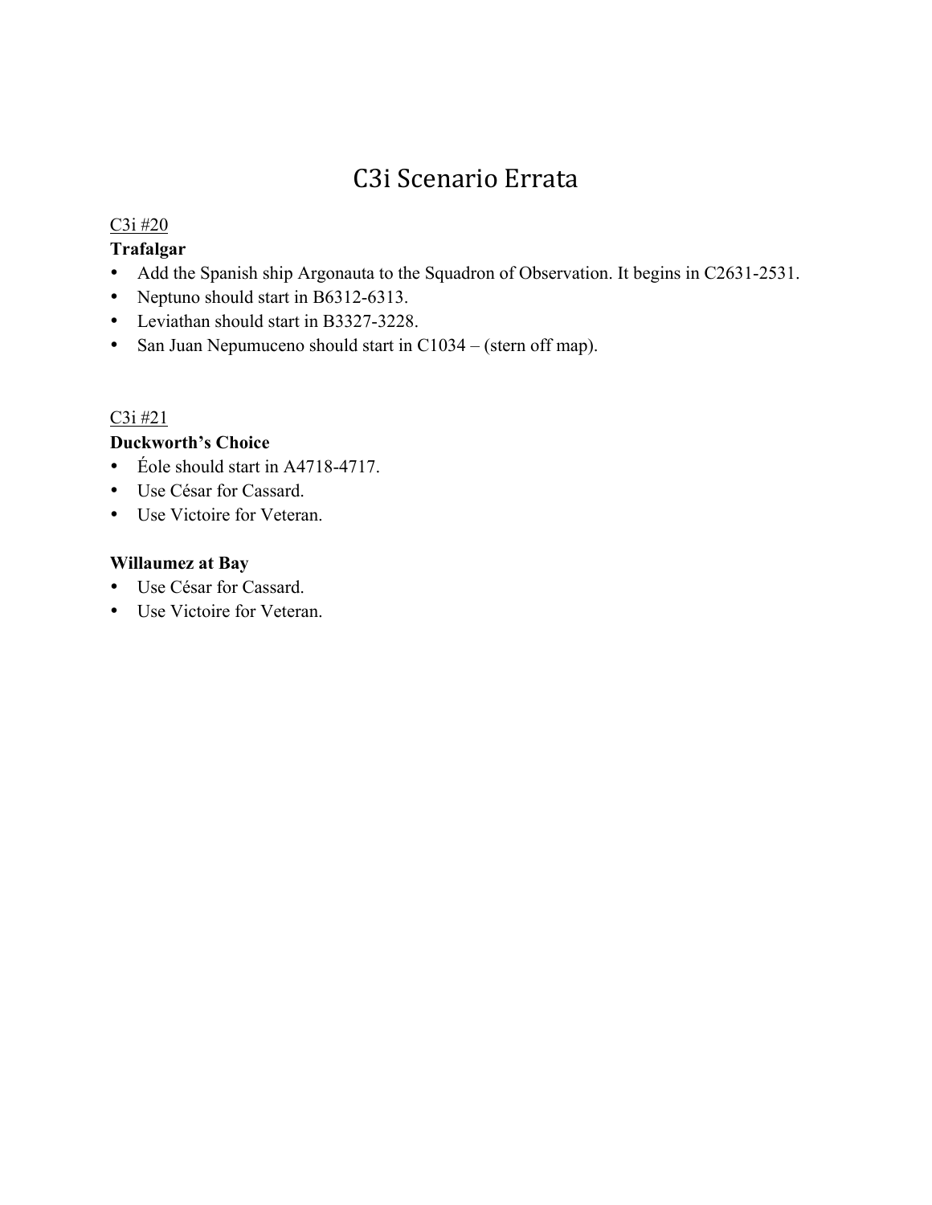# C3i Scenario Errata

C3i #20

**Trafalgar**

- Add the Spanish ship Argonauta to the Squadron of Observation. It begins in C2631-2531.
- Neptuno should start in B6312-6313.
- Leviathan should start in B3327-3228.
- San Juan Nepumuceno should start in C1034 – (stern off map).

C3i #21

**Duckworth's Choice**

- Éole should start in A4718-4717.
- Use César for Cassard.
- Use Victoire for Veteran.

**Willaumez at Bay**

- Use César for Cassard.
- Use Victoire for Veteran.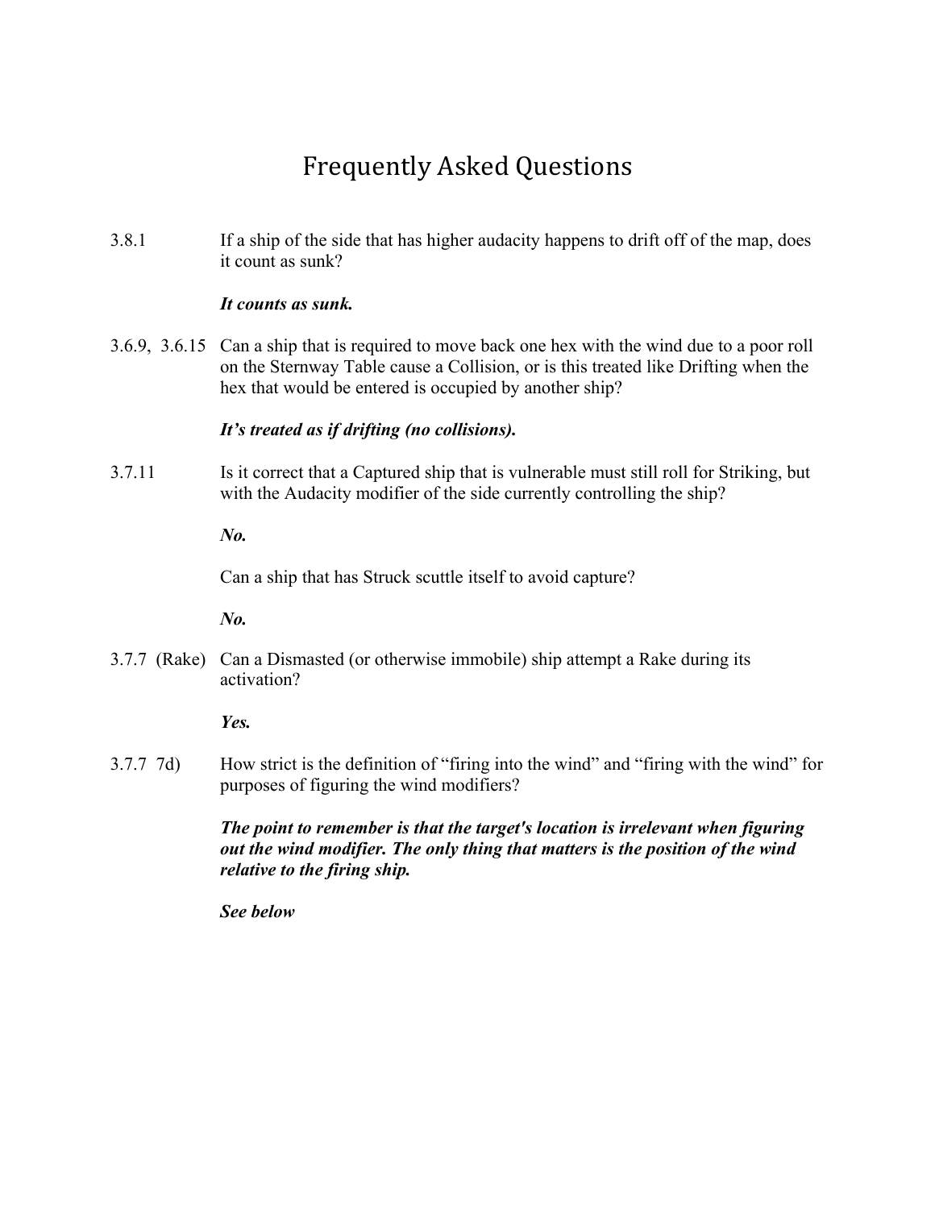# Frequently Asked Questions

3.8.1 If a ship of the side that has higher audacity happens to drift off of the map, does it count as sunk?

***It counts as sunk.***

3.6.9, 3.6.15 Can a ship that is required to move back one hex with the wind due to a poor roll on the Sternway Table cause a Collision, or is this treated like Drifting when the hex that would be entered is occupied by another ship?

***It's treated as if drifting (no collisions).***

3.7.11 Is it correct that a Captured ship that is vulnerable must still roll for Striking, but with the Audacity modifier of the side currently controlling the ship?

***No.***

Can a ship that has Struck scuttle itself to avoid capture?

***No.***

3.7.7 (Rake) Can a Dismasted (or otherwise immobile) ship attempt a Rake during its activation?

***Yes.***

3.7.7 7d) How strict is the definition of "firing into the wind" and "firing with the wind" for purposes of figuring the wind modifiers?

***The point to remember is that the target's location is irrelevant when figuring out the wind modifier. The only thing that matters is the position of the wind relative to the firing ship.***

***See below***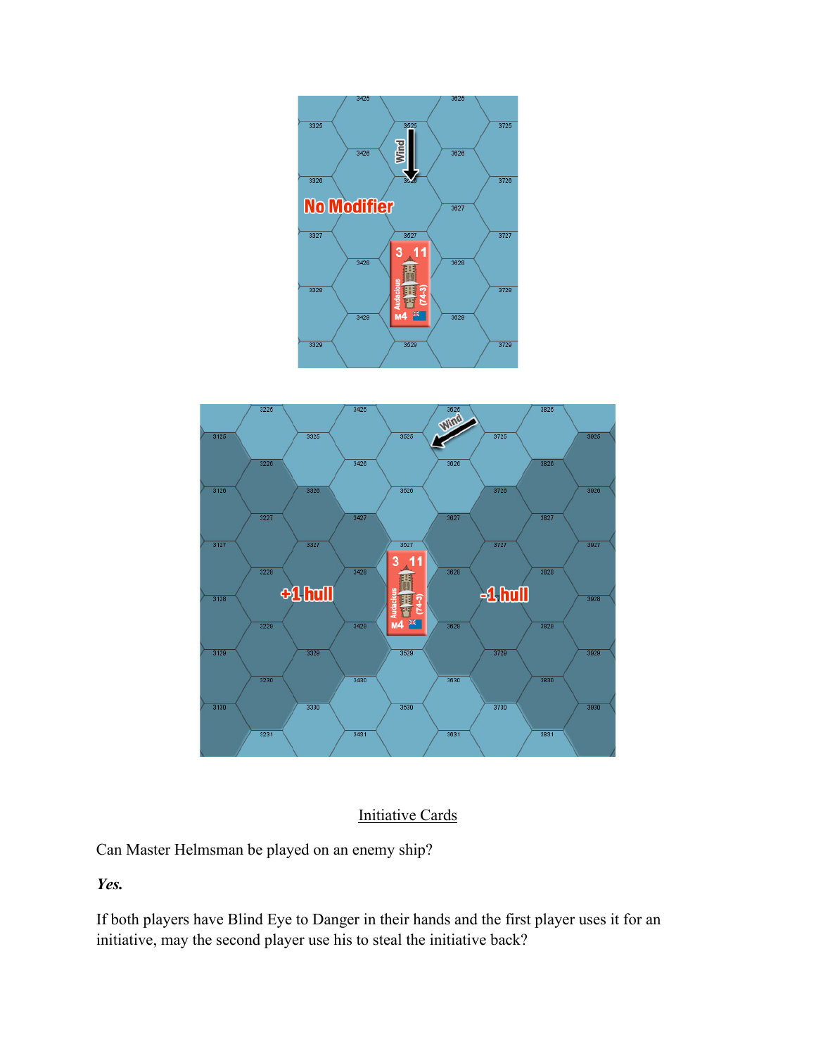Initiative Cards

Can Master Helmsman be played on an enemy ship?

***Yes.***

If both players have Blind Eye to Danger in their hands and the first player uses it for an initiative, may the second player use his to steal the initiative back?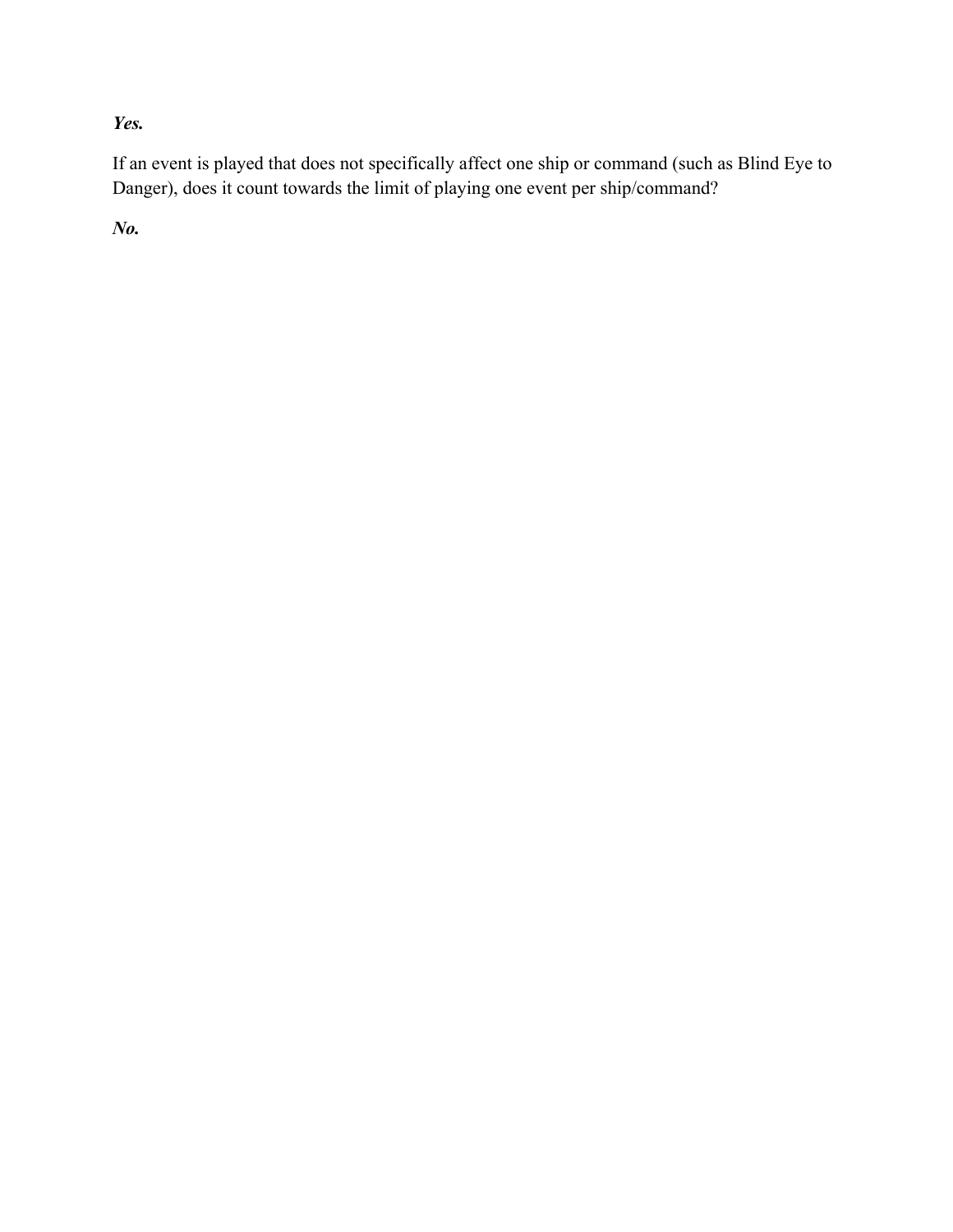***Yes.***

If an event is played that does not specifically affect one ship or command (such as Blind Eye to Danger), does it count towards the limit of playing one event per ship/command?

***No.***